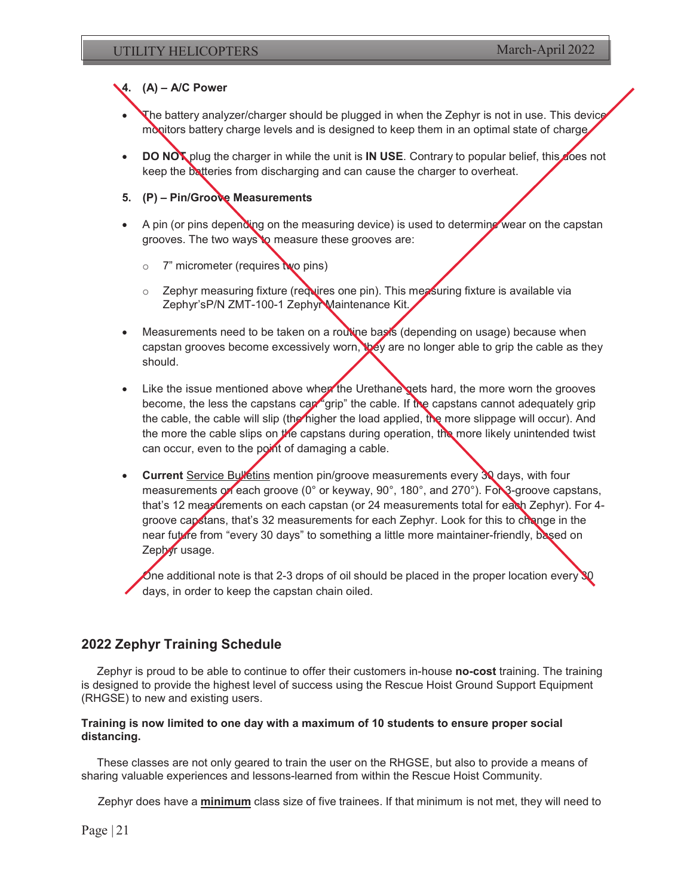**4. (A) – A/C Power**

- The battery analyzer/charger should be plugged in when the Zephyr is not in use. This device monitors battery charge levels and is designed to keep them in an optimal state of charge.
- **DO NOT** plug the charger in while the unit is **IN USE**. Contrary to popular belief, this does not keep the batteries from discharging and can cause the charger to overheat.

**5. (P) – Pin/Groove Measurements**

- A pin (or pins depending on the measuring device) is used to determine wear on the capstan grooves. The two ways to measure these grooves are:
  - 7" micrometer (requires two pins)
  - Zephyr measuring fixture (requires one pin). This measuring fixture is available via Zephyr'sP/N ZMT-100-1 Zephyr Maintenance Kit.
- Measurements need to be taken on a routine basis (depending on usage) because when capstan grooves become excessively worn, they are no longer able to grip the cable as they should.
- Like the issue mentioned above when the Urethane gets hard, the more worn the grooves become, the less the capstans can "grip" the cable. If the capstans cannot adequately grip the cable, the cable will slip (the higher the load applied, the more slippage will occur). And the more the cable slips on the capstans during operation, the more likely unintended twist can occur, even to the point of damaging a cable.
- **Current** Service Bulletins mention pin/groove measurements every 30 days, with four measurements on each groove (0° or keyway, 90°, 180°, and 270°). For 3-groove capstans, that's 12 measurements on each capstan (or 24 measurements total for each Zephyr). For 4-groove capstans, that's 32 measurements for each Zephyr. Look for this to change in the near future from "every 30 days" to something a little more maintainer-friendly, based on Zephyr usage.

One additional note is that 2-3 drops of oil should be placed in the proper location every 30 days, in order to keep the capstan chain oiled.

## 2022 Zephyr Training Schedule

Zephyr is proud to be able to continue to offer their customers in-house **no-cost** training. The training is designed to provide the highest level of success using the Rescue Hoist Ground Support Equipment (RHGSE) to new and existing users.

**Training is now limited to one day with a maximum of 10 students to ensure proper social distancing.**

These classes are not only geared to train the user on the RHGSE, but also to provide a means of sharing valuable experiences and lessons-learned from within the Rescue Hoist Community.

Zephyr does have a **minimum** class size of five trainees. If that minimum is not met, they will need to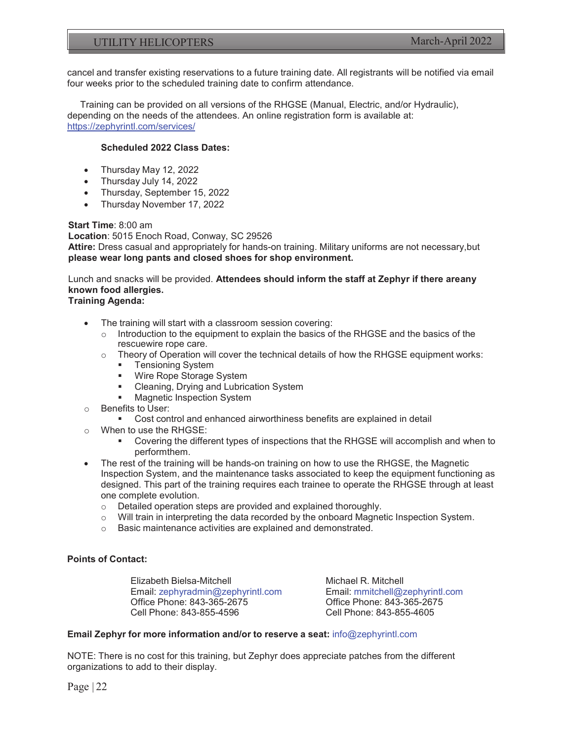cancel and transfer existing reservations to a future training date. All registrants will be notified via email four weeks prior to the scheduled training date to confirm attendance.

Training can be provided on all versions of the RHGSE (Manual, Electric, and/or Hydraulic), depending on the needs of the attendees. An online registration form is available at: https://zephyrintl.com/services/

**Scheduled 2022 Class Dates:**

- Thursday May 12, 2022
- Thursday July 14, 2022
- Thursday, September 15, 2022
- Thursday November 17, 2022

**Start Time**: 8:00 am
**Location**: 5015 Enoch Road, Conway, SC 29526
**Attire:** Dress casual and appropriately for hands-on training. Military uniforms are not necessary,but **please wear long pants and closed shoes for shop environment.**

Lunch and snacks will be provided. **Attendees should inform the staff at Zephyr if there areany known food allergies.**
**Training Agenda:**

- The training will start with a classroom session covering:
  - Introduction to the equipment to explain the basics of the RHGSE and the basics of the rescuewire rope care.
  - Theory of Operation will cover the technical details of how the RHGSE equipment works:
    - Tensioning System
    - Wire Rope Storage System
    - Cleaning, Drying and Lubrication System
    - Magnetic Inspection System
  - Benefits to User:
    - Cost control and enhanced airworthiness benefits are explained in detail
  - When to use the RHGSE:
    - Covering the different types of inspections that the RHGSE will accomplish and when to performthem.
- The rest of the training will be hands-on training on how to use the RHGSE, the Magnetic Inspection System, and the maintenance tasks associated to keep the equipment functioning as designed. This part of the training requires each trainee to operate the RHGSE through at least one complete evolution.
  - Detailed operation steps are provided and explained thoroughly.
  - Will train in interpreting the data recorded by the onboard Magnetic Inspection System.
  - Basic maintenance activities are explained and demonstrated.

**Points of Contact:**

Elizabeth Bielsa-Mitchell
Email: zephyradmin@zephyrintl.com
Office Phone: 843-365-2675
Cell Phone: 843-855-4596

Michael R. Mitchell
Email: mmitchell@zephyrintl.com
Office Phone: 843-365-2675
Cell Phone: 843-855-4605

**Email Zephyr for more information and/or to reserve a seat:** info@zephyrintl.com

NOTE: There is no cost for this training, but Zephyr does appreciate patches from the different organizations to add to their display.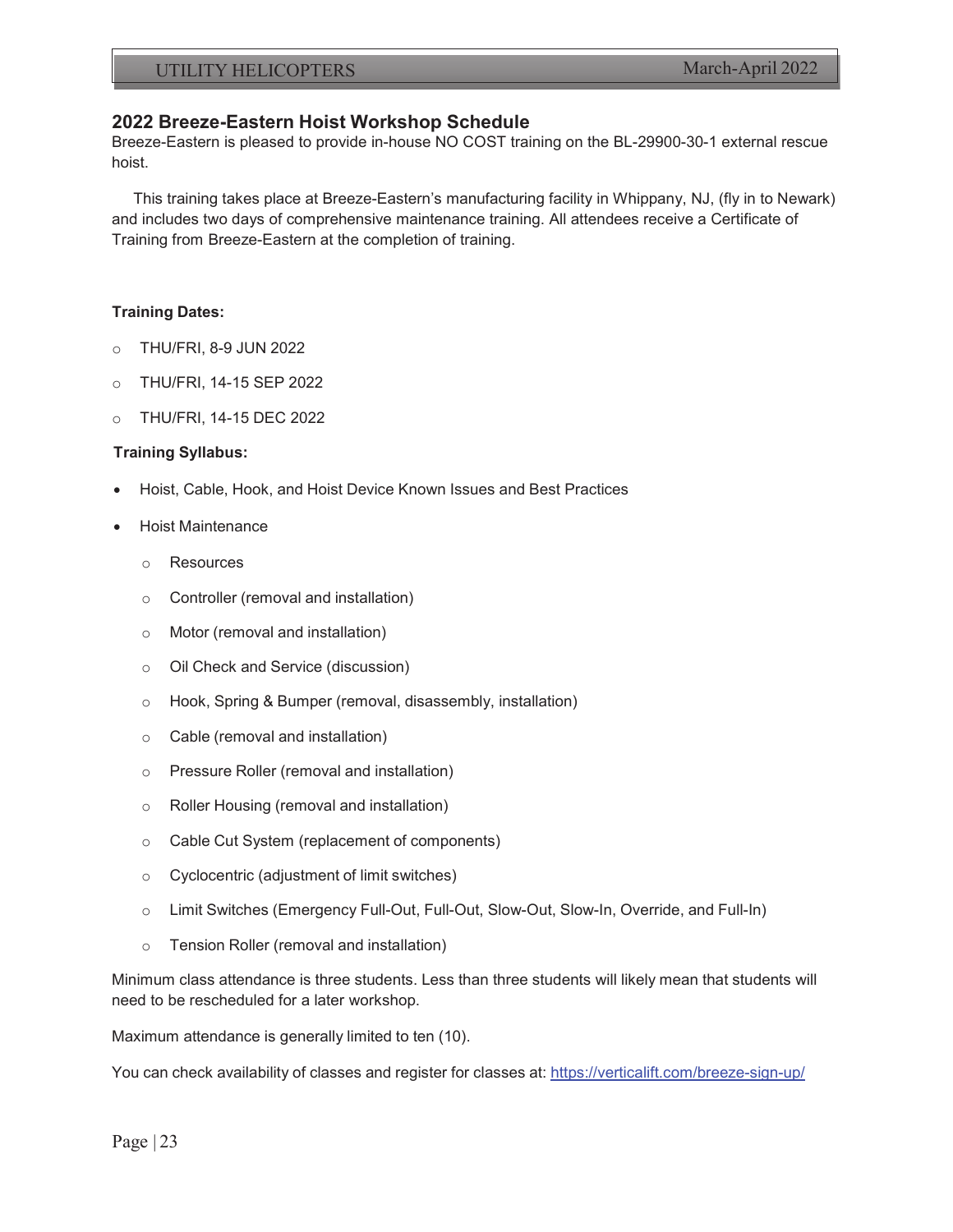## 2022 Breeze-Eastern Hoist Workshop Schedule

Breeze-Eastern is pleased to provide in-house NO COST training on the BL-29900-30-1 external rescue hoist.

This training takes place at Breeze-Eastern's manufacturing facility in Whippany, NJ, (fly in to Newark) and includes two days of comprehensive maintenance training. All attendees receive a Certificate of Training from Breeze-Eastern at the completion of training.

**Training Dates:**

- THU/FRI, 8-9 JUN 2022
- THU/FRI, 14-15 SEP 2022
- THU/FRI, 14-15 DEC 2022

**Training Syllabus:**

- Hoist, Cable, Hook, and Hoist Device Known Issues and Best Practices
- Hoist Maintenance
  - Resources
  - Controller (removal and installation)
  - Motor (removal and installation)
  - Oil Check and Service (discussion)
  - Hook, Spring & Bumper (removal, disassembly, installation)
  - Cable (removal and installation)
  - Pressure Roller (removal and installation)
  - Roller Housing (removal and installation)
  - Cable Cut System (replacement of components)
  - Cyclocentric (adjustment of limit switches)
  - Limit Switches (Emergency Full-Out, Full-Out, Slow-Out, Slow-In, Override, and Full-In)
  - Tension Roller (removal and installation)

Minimum class attendance is three students. Less than three students will likely mean that students will need to be rescheduled for a later workshop.

Maximum attendance is generally limited to ten (10).

You can check availability of classes and register for classes at: https://verticalift.com/breeze-sign-up/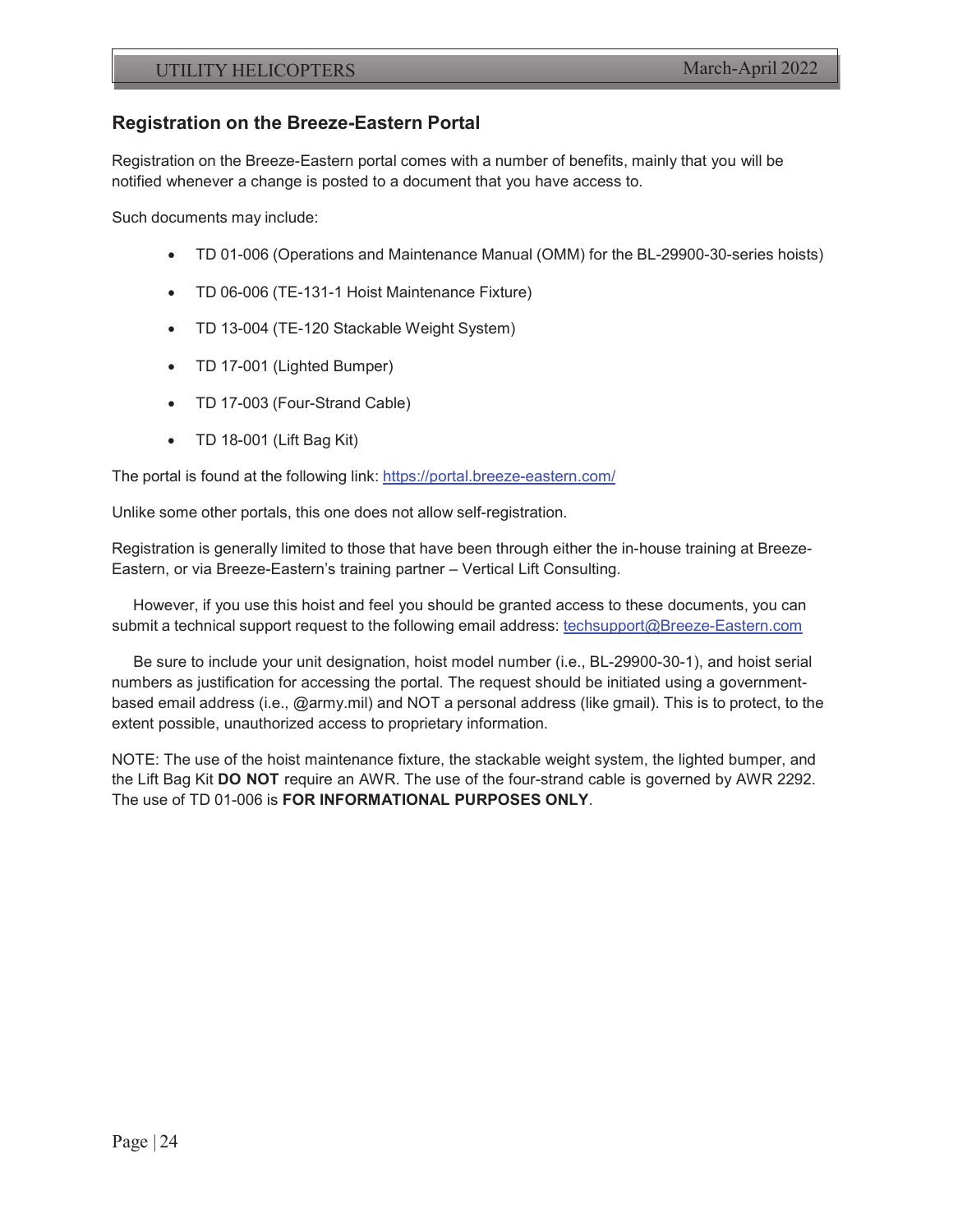## Registration on the Breeze-Eastern Portal

Registration on the Breeze-Eastern portal comes with a number of benefits, mainly that you will be notified whenever a change is posted to a document that you have access to.

Such documents may include:

- TD 01-006 (Operations and Maintenance Manual (OMM) for the BL-29900-30-series hoists)
- TD 06-006 (TE-131-1 Hoist Maintenance Fixture)
- TD 13-004 (TE-120 Stackable Weight System)
- TD 17-001 (Lighted Bumper)
- TD 17-003 (Four-Strand Cable)
- TD 18-001 (Lift Bag Kit)

The portal is found at the following link: https://portal.breeze-eastern.com/

Unlike some other portals, this one does not allow self-registration.

Registration is generally limited to those that have been through either the in-house training at Breeze-Eastern, or via Breeze-Eastern's training partner – Vertical Lift Consulting.

However, if you use this hoist and feel you should be granted access to these documents, you can submit a technical support request to the following email address: techsupport@Breeze-Eastern.com

Be sure to include your unit designation, hoist model number (i.e., BL-29900-30-1), and hoist serial numbers as justification for accessing the portal. The request should be initiated using a government-based email address (i.e., @army.mil) and NOT a personal address (like gmail). This is to protect, to the extent possible, unauthorized access to proprietary information.

NOTE: The use of the hoist maintenance fixture, the stackable weight system, the lighted bumper, and the Lift Bag Kit **DO NOT** require an AWR. The use of the four-strand cable is governed by AWR 2292. The use of TD 01-006 is **FOR INFORMATIONAL PURPOSES ONLY**.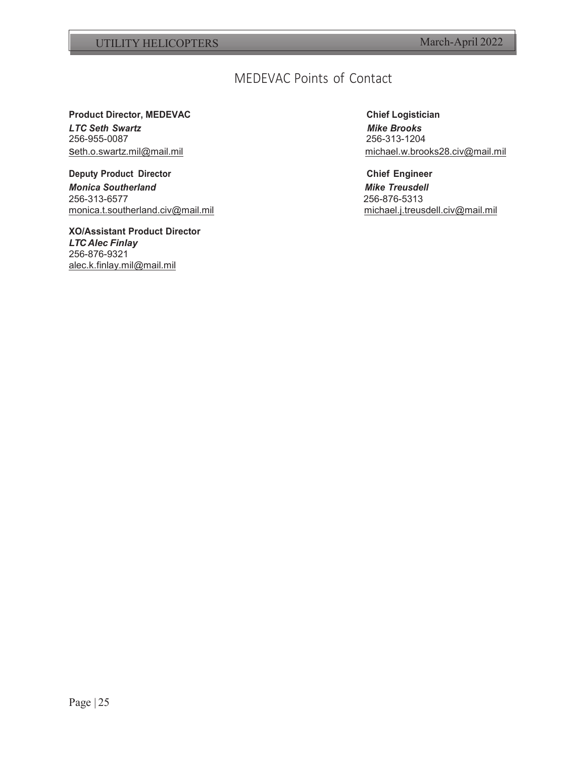# MEDEVAC Points of Contact

**Product Director, MEDEVAC**
***LTC Seth Swartz***
256-955-0087
seth.o.swartz.mil@mail.mil

**Deputy Product Director**
***Monica Southerland***
256-313-6577
monica.t.southerland.civ@mail.mil

**XO/Assistant Product Director**
***LTC Alec Finlay***
256-876-9321
alec.k.finlay.mil@mail.mil

**Chief Logistician**
***Mike Brooks***
256-313-1204
michael.w.brooks28.civ@mail.mil

**Chief Engineer**
***Mike Treusdell***
256-876-5313
michael.j.treusdell.civ@mail.mil